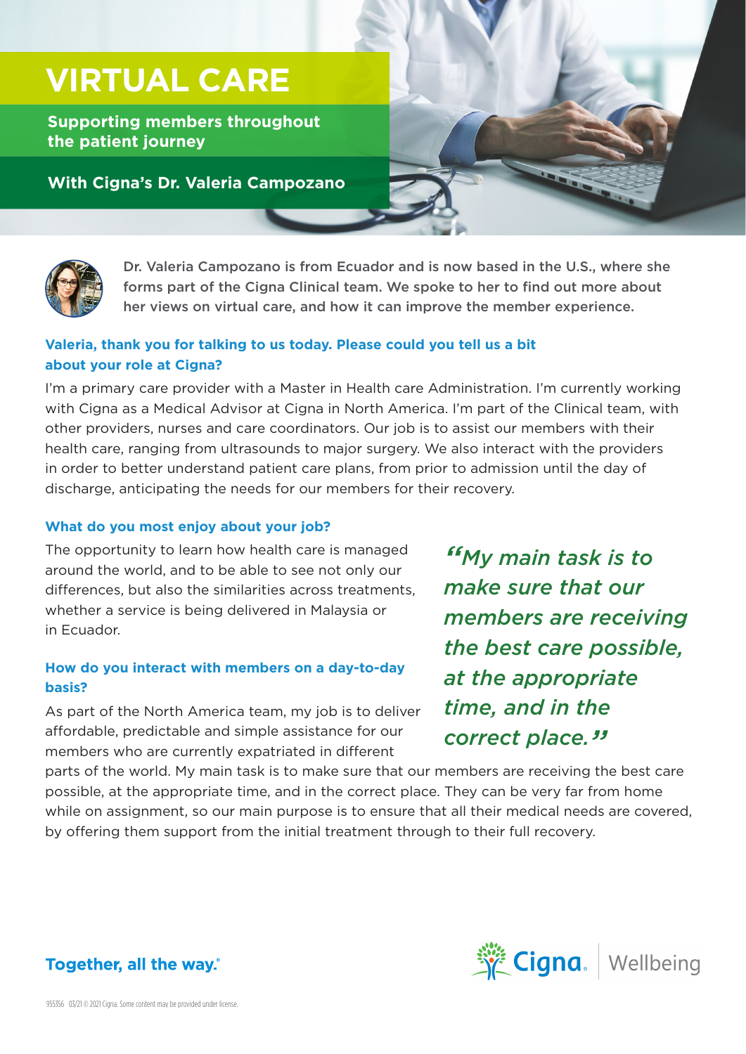# VIRTUAL CARE

**Supporting members throughout the patient journey**

**With Cigna's Dr. Valeria Campozano**

Dr. Valeria Campozano is from Ecuador and is now based in the U.S., where she forms part of the Cigna Clinical team. We spoke to her to find out more about her views on virtual care, and how it can improve the member experience.

### Valeria, thank you for talking to us today. Please could you tell us a bit about your role at Cigna?

I'm a primary care provider with a Master in Health care Administration. I'm currently working with Cigna as a Medical Advisor at Cigna in North America. I'm part of the Clinical team, with other providers, nurses and care coordinators. Our job is to assist our members with their health care, ranging from ultrasounds to major surgery. We also interact with the providers in order to better understand patient care plans, from prior to admission until the day of discharge, anticipating the needs for our members for their recovery.

### What do you most enjoy about your job?

The opportunity to learn how health care is managed around the world, and to be able to see not only our differences, but also the similarities across treatments, whether a service is being delivered in Malaysia or in Ecuador.

### How do you interact with members on a day-to-day basis?

As part of the North America team, my job is to deliver affordable, predictable and simple assistance for our members who are currently expatriated in different parts of the world. My main task is to make sure that our members are receiving the best care possible, at the appropriate time, and in the correct place. They can be very far from home while on assignment, so our main purpose is to ensure that all their medical needs are covered, by offering them support from the initial treatment through to their full recovery.

> *"My main task is to make sure that our members are receiving the best care possible, at the appropriate time, and in the correct place."*

**Together, all the way.**®

Cigna. | Wellbeing

955356 03/21 © 2021 Cigna. Some content may be provided under license.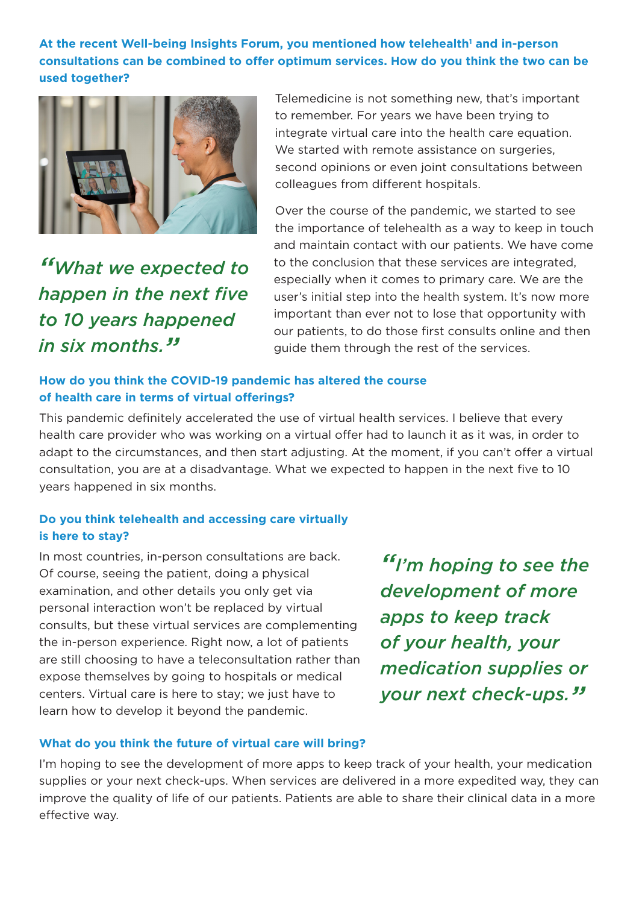**At the recent Well-being Insights Forum, you mentioned how telehealth[1] and in-person consultations can be combined to offer optimum services. How do you think the two can be used together?**

Telemedicine is not something new, that's important to remember. For years we have been trying to integrate virtual care into the health care equation. We started with remote assistance on surgeries, second opinions or even joint consultations between colleagues from different hospitals.

Over the course of the pandemic, we started to see the importance of telehealth as a way to keep in touch and maintain contact with our patients. We have come to the conclusion that these services are integrated, especially when it comes to primary care. We are the user's initial step into the health system. It's now more important than ever not to lose that opportunity with our patients, to do those first consults online and then guide them through the rest of the services.

> *"What we expected to happen in the next five to 10 years happened in six months."*

**How do you think the COVID-19 pandemic has altered the course of health care in terms of virtual offerings?**

This pandemic definitely accelerated the use of virtual health services. I believe that every health care provider who was working on a virtual offer had to launch it as it was, in order to adapt to the circumstances, and then start adjusting. At the moment, if you can't offer a virtual consultation, you are at a disadvantage. What we expected to happen in the next five to 10 years happened in six months.

**Do you think telehealth and accessing care virtually is here to stay?**

In most countries, in-person consultations are back. Of course, seeing the patient, doing a physical examination, and other details you only get via personal interaction won't be replaced by virtual consults, but these virtual services are complementing the in-person experience. Right now, a lot of patients are still choosing to have a teleconsultation rather than expose themselves by going to hospitals or medical centers. Virtual care is here to stay; we just have to learn how to develop it beyond the pandemic.

> *"I'm hoping to see the development of more apps to keep track of your health, your medication supplies or your next check-ups."*

**What do you think the future of virtual care will bring?**

I'm hoping to see the development of more apps to keep track of your health, your medication supplies or your next check-ups. When services are delivered in a more expedited way, they can improve the quality of life of our patients. Patients are able to share their clinical data in a more effective way.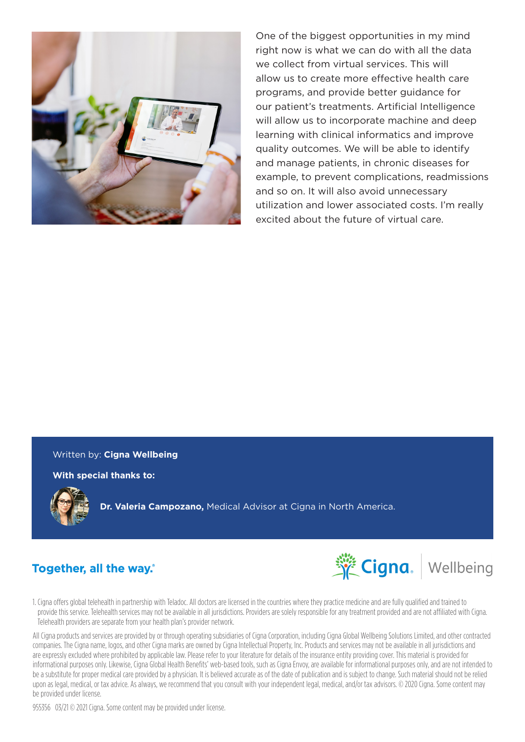One of the biggest opportunities in my mind right now is what we can do with all the data we collect from virtual services. This will allow us to create more effective health care programs, and provide better guidance for our patient's treatments. Artificial Intelligence will allow us to incorporate machine and deep learning with clinical informatics and improve quality outcomes. We will be able to identify and manage patients, in chronic diseases for example, to prevent complications, readmissions and so on. It will also avoid unnecessary utilization and lower associated costs. I'm really excited about the future of virtual care.

Written by: **Cigna Wellbeing**

**With special thanks to:**

**Dr. Valeria Campozano,** Medical Advisor at Cigna in North America.

**Together, all the way.®**

Cigna. | Wellbeing

1. Cigna offers global telehealth in partnership with Teladoc. All doctors are licensed in the countries where they practice medicine and are fully qualified and trained to provide this service. Telehealth services may not be available in all jurisdictions. Providers are solely responsible for any treatment provided and are not affiliated with Cigna. Telehealth providers are separate from your health plan's provider network.

All Cigna products and services are provided by or through operating subsidiaries of Cigna Corporation, including Cigna Global Wellbeing Solutions Limited, and other contracted companies. The Cigna name, logos, and other Cigna marks are owned by Cigna Intellectual Property, Inc. Products and services may not be available in all jurisdictions and are expressly excluded where prohibited by applicable law. Please refer to your literature for details of the insurance entity providing cover. This material is provided for informational purposes only. Likewise, Cigna Global Health Benefits' web-based tools, such as Cigna Envoy, are available for informational purposes only, and are not intended to be a substitute for proper medical care provided by a physician. It is believed accurate as of the date of publication and is subject to change. Such material should not be relied upon as legal, medical, or tax advice. As always, we recommend that you consult with your independent legal, medical, and/or tax advisors. © 2020 Cigna. Some content may be provided under license.

955356 03/21 © 2021 Cigna. Some content may be provided under license.